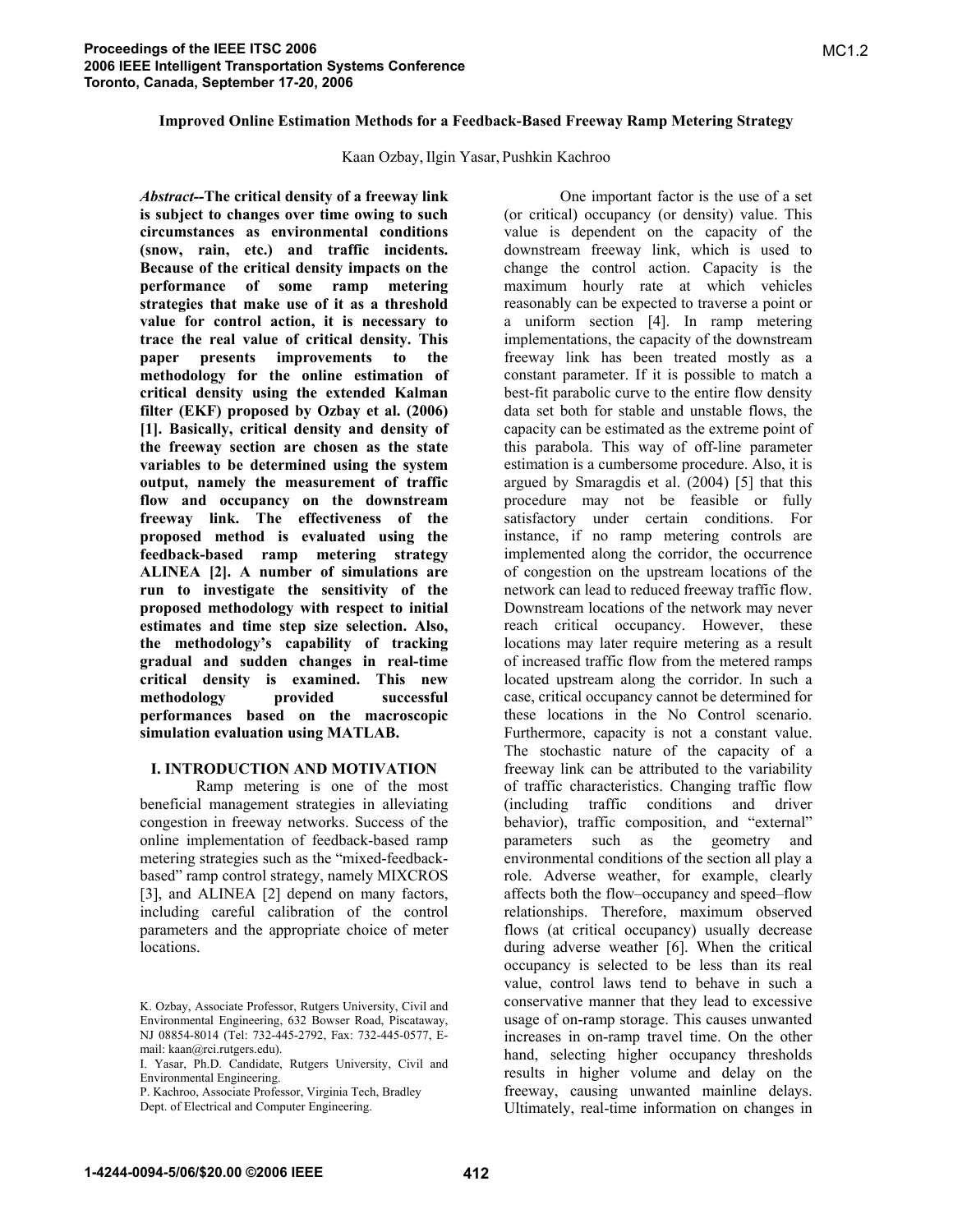# Improved Online Estimation Methods for a Feedback-Based Freeway Ramp Metering Strategy

Kaan Ozbay, Ilgin Yasar, Pushkin Kachroo

***Abstract*--The critical density of a freeway link is subject to changes over time owing to such circumstances as environmental conditions (snow, rain, etc.) and traffic incidents. Because of the critical density impacts on the performance of some ramp metering strategies that make use of it as a threshold value for control action, it is necessary to trace the real value of critical density. This paper presents improvements to the methodology for the online estimation of critical density using the extended Kalman filter (EKF) proposed by Ozbay et al. (2006) [1]. Basically, critical density and density of the freeway section are chosen as the state variables to be determined using the system output, namely the measurement of traffic flow and occupancy on the downstream freeway link. The effectiveness of the proposed method is evaluated using the feedback-based ramp metering strategy ALINEA [2]. A number of simulations are run to investigate the sensitivity of the proposed methodology with respect to initial estimates and time step size selection. Also, the methodology's capability of tracking gradual and sudden changes in real-time critical density is examined. This new methodology provided successful performances based on the macroscopic simulation evaluation using MATLAB.**

## I. INTRODUCTION AND MOTIVATION

Ramp metering is one of the most beneficial management strategies in alleviating congestion in freeway networks. Success of the online implementation of feedback-based ramp metering strategies such as the "mixed-feedback-based" ramp control strategy, namely MIXCROS [3], and ALINEA [2] depend on many factors, including careful calibration of the control parameters and the appropriate choice of meter locations.

K. Ozbay, Associate Professor, Rutgers University, Civil and Environmental Engineering, 632 Bowser Road, Piscataway, NJ 08854-8014 (Tel: 732-445-2792, Fax: 732-445-0577, E-mail: kaan@rci.rutgers.edu).

I. Yasar, Ph.D. Candidate, Rutgers University, Civil and Environmental Engineering.

P. Kachroo, Associate Professor, Virginia Tech, Bradley Dept. of Electrical and Computer Engineering.

One important factor is the use of a set (or critical) occupancy (or density) value. This value is dependent on the capacity of the downstream freeway link, which is used to change the control action. Capacity is the maximum hourly rate at which vehicles reasonably can be expected to traverse a point or a uniform section [4]. In ramp metering implementations, the capacity of the downstream freeway link has been treated mostly as a constant parameter. If it is possible to match a best-fit parabolic curve to the entire flow density data set both for stable and unstable flows, the capacity can be estimated as the extreme point of this parabola. This way of off-line parameter estimation is a cumbersome procedure. Also, it is argued by Smaragdis et al. (2004) [5] that this procedure may not be feasible or fully satisfactory under certain conditions. For instance, if no ramp metering controls are implemented along the corridor, the occurrence of congestion on the upstream locations of the network can lead to reduced freeway traffic flow. Downstream locations of the network may never reach critical occupancy. However, these locations may later require metering as a result of increased traffic flow from the metered ramps located upstream along the corridor. In such a case, critical occupancy cannot be determined for these locations in the No Control scenario. Furthermore, capacity is not a constant value. The stochastic nature of the capacity of a freeway link can be attributed to the variability of traffic characteristics. Changing traffic flow (including traffic conditions and driver behavior), traffic composition, and "external" parameters such as the geometry and environmental conditions of the section all play a role. Adverse weather, for example, clearly affects both the flow–occupancy and speed–flow relationships. Therefore, maximum observed flows (at critical occupancy) usually decrease during adverse weather [6]. When the critical occupancy is selected to be less than its real value, control laws tend to behave in such a conservative manner that they lead to excessive usage of on-ramp storage. This causes unwanted increases in on-ramp travel time. On the other hand, selecting higher occupancy thresholds results in higher volume and delay on the freeway, causing unwanted mainline delays. Ultimately, real-time information on changes in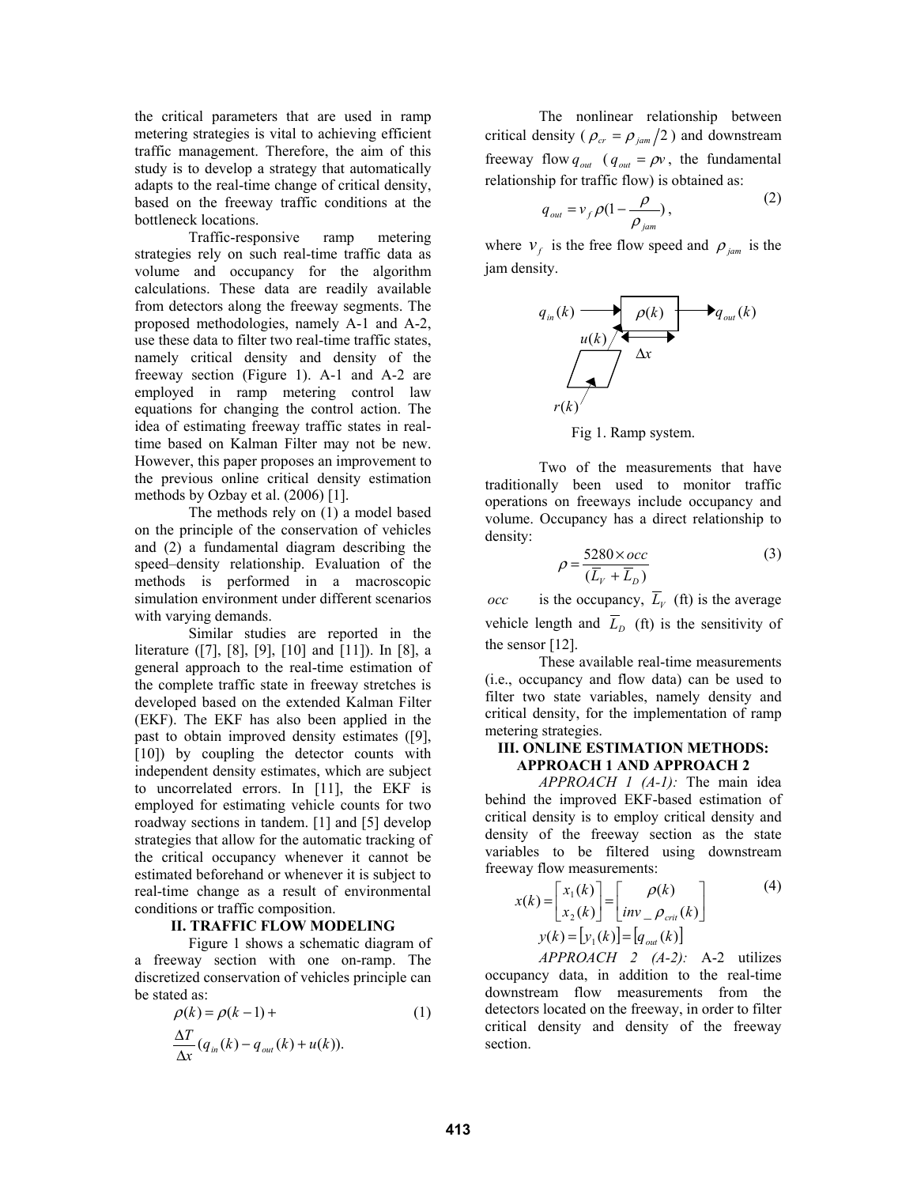the critical parameters that are used in ramp metering strategies is vital to achieving efficient traffic management. Therefore, the aim of this study is to develop a strategy that automatically adapts to the real-time change of critical density, based on the freeway traffic conditions at the bottleneck locations.

Traffic-responsive ramp metering strategies rely on such real-time traffic data as volume and occupancy for the algorithm calculations. These data are readily available from detectors along the freeway segments. The proposed methodologies, namely A-1 and A-2, use these data to filter two real-time traffic states, namely critical density and density of the freeway section (Figure 1). A-1 and A-2 are employed in ramp metering control law equations for changing the control action. The idea of estimating freeway traffic states in real-time based on Kalman Filter may not be new. However, this paper proposes an improvement to the previous online critical density estimation methods by Ozbay et al. (2006) [1].

The methods rely on (1) a model based on the principle of the conservation of vehicles and (2) a fundamental diagram describing the speed–density relationship. Evaluation of the methods is performed in a macroscopic simulation environment under different scenarios with varying demands.

Similar studies are reported in the literature ([7], [8], [9], [10] and [11]). In [8], a general approach to the real-time estimation of the complete traffic state in freeway stretches is developed based on the extended Kalman Filter (EKF). The EKF has also been applied in the past to obtain improved density estimates ([9], [10]) by coupling the detector counts with independent density estimates, which are subject to uncorrelated errors. In [11], the EKF is employed for estimating vehicle counts for two roadway sections in tandem. [1] and [5] develop strategies that allow for the automatic tracking of the critical occupancy whenever it cannot be estimated beforehand or whenever it is subject to real-time change as a result of environmental conditions or traffic composition.

## II. TRAFFIC FLOW MODELING

Figure 1 shows a schematic diagram of a freeway section with one on-ramp. The discretized conservation of vehicles principle can be stated as:

$$\rho(k) = \rho(k-1) + \frac{\Delta T}{\Delta x}(q_{in}(k) - q_{out}(k) + u(k)). \tag{1}$$

The nonlinear relationship between critical density ( $\rho_{cr} = \rho_{jam}/2$ ) and downstream freeway flow $q_{out}$ ( $q_{out} = \rho v$, the fundamental relationship for traffic flow) is obtained as:

$$q_{out} = v_f \rho (1 - \frac{\rho}{\rho_{jam}}), \tag{2}$$

where $v_f$ is the free flow speed and $\rho_{jam}$ is the jam density.

Fig 1. Ramp system.

Two of the measurements that have traditionally been used to monitor traffic operations on freeways include occupancy and volume. Occupancy has a direct relationship to density:

$$\rho = \frac{5280 \times occ}{(\overline{L}_V + \overline{L}_D)} \tag{3}$$

$occ$ is the occupancy, $\overline{L}_V$ (ft) is the average vehicle length and $\overline{L}_D$ (ft) is the sensitivity of the sensor [12].

These available real-time measurements (i.e., occupancy and flow data) can be used to filter two state variables, namely density and critical density, for the implementation of ramp metering strategies.

## III. ONLINE ESTIMATION METHODS: APPROACH 1 AND APPROACH 2

*APPROACH 1 (A-1):* The main idea behind the improved EKF-based estimation of critical density is to employ critical density and density of the freeway section as the state variables to be filtered using downstream freeway flow measurements:

$$x(k) = \begin{bmatrix} x_1(k) \\ x_2(k) \end{bmatrix} = \begin{bmatrix} \rho(k) \\ inv\_\rho_{crit}(k) \end{bmatrix} \tag{4}$$

$$y(k) = [y_1(k)] = [q_{out}(k)]$$

*APPROACH 2 (A-2):* A-2 utilizes occupancy data, in addition to the real-time downstream flow measurements from the detectors located on the freeway, in order to filter critical density and density of the freeway section.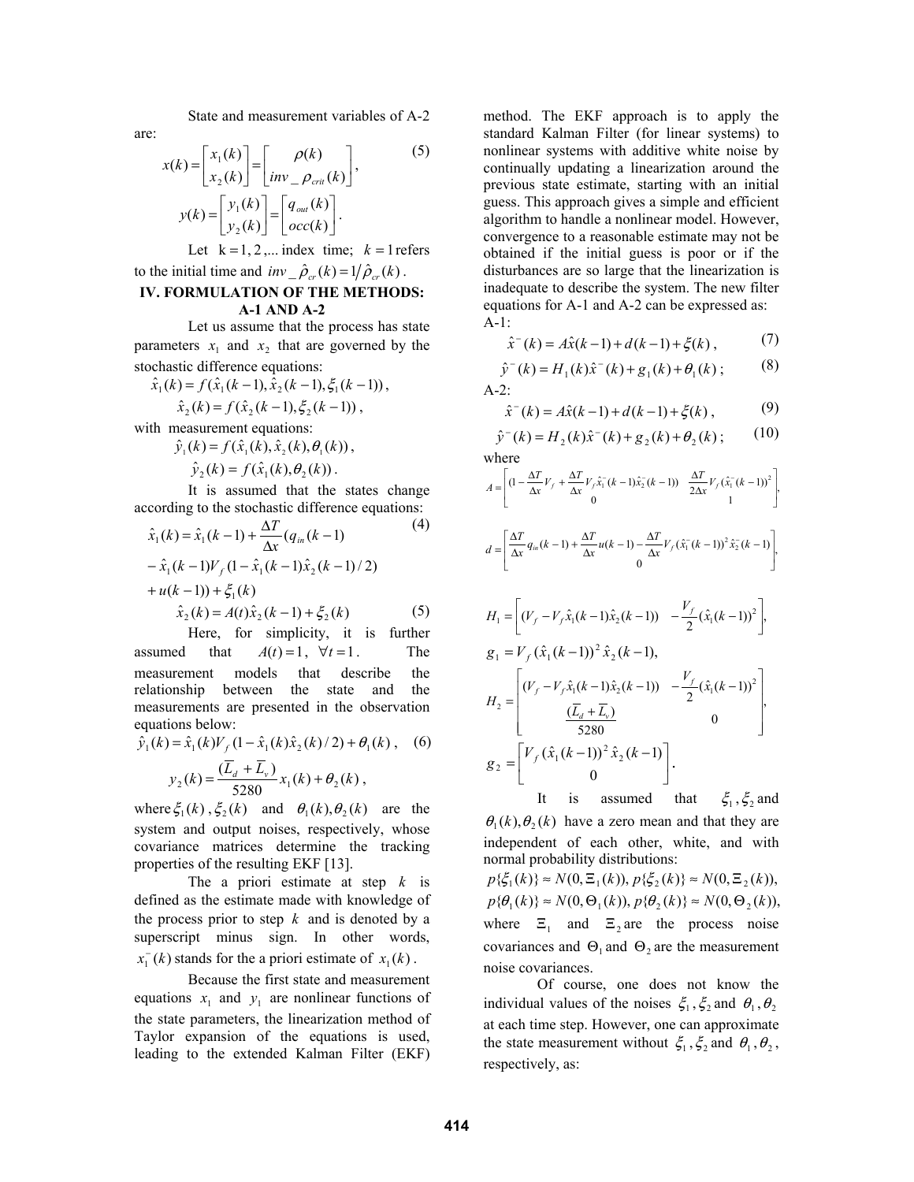State and measurement variables of A-2 are:

$$x(k) = \begin{bmatrix} x_1(k) \\ x_2(k) \end{bmatrix} = \begin{bmatrix} \rho(k) \\ inv\_\rho_{crit}(k) \end{bmatrix}, \tag{5}$$

$$y(k) = \begin{bmatrix} y_1(k) \\ y_2(k) \end{bmatrix} = \begin{bmatrix} q_{out}(k) \\ occ(k) \end{bmatrix}.$$

Let $k = 1, 2, \ldots$ index time; $k = 1$ refers to the initial time and $inv\_\hat{\rho}_{cr}(k) = 1/\hat{\rho}_{cr}(k)$.

## IV. FORMULATION OF THE METHODS: A-1 AND A-2

Let us assume that the process has state parameters $x_1$ and $x_2$ that are governed by the stochastic difference equations:

$$\hat{x}_1(k) = f(\hat{x}_1(k-1), \hat{x}_2(k-1), \xi_1(k-1)),$$

$$\hat{x}_2(k) = f(\hat{x}_2(k-1), \xi_2(k-1)),$$

with measurement equations:

$$\hat{y}_1(k) = f(\hat{x}_1(k), \hat{x}_2(k), \theta_1(k)),$$

$$\hat{y}_2(k) = f(\hat{x}_1(k), \theta_2(k)).$$

It is assumed that the states change according to the stochastic difference equations:

$$\begin{aligned} \hat{x}_1(k) &= \hat{x}_1(k-1) + \frac{\Delta T}{\Delta x}(q_{in}(k-1) \\ &- \hat{x}_1(k-1)V_f(1 - \hat{x}_1(k-1)\hat{x}_2(k-1)/2) \\ &+ u(k-1)) + \xi_1(k) \end{aligned} \tag{4}$$

$$\hat{x}_2(k) = A(t)\hat{x}_2(k-1) + \xi_2(k) \tag{5}$$

Here, for simplicity, it is further assumed that $A(t) = 1, \ \forall t = 1$. The measurement models that describe the relationship between the state and the measurements are presented in the observation equations below:

$$\hat{y}_1(k) = \hat{x}_1(k)V_f(1 - \hat{x}_1(k)\hat{x}_2(k)/2) + \theta_1(k), \tag{6}$$

$$y_2(k) = \frac{(\overline{L}_d + \overline{L}_v)}{5280}x_1(k) + \theta_2(k),$$

where $\xi_1(k)$, $\xi_2(k)$ and $\theta_1(k), \theta_2(k)$ are the system and output noises, respectively, whose covariance matrices determine the tracking properties of the resulting EKF [13].

The a priori estimate at step $k$ is defined as the estimate made with knowledge of the process prior to step $k$ and is denoted by a superscript minus sign. In other words, $x_1^-(k)$ stands for the a priori estimate of $x_1(k)$.

Because the first state and measurement equations $x_1$ and $y_1$ are nonlinear functions of the state parameters, the linearization method of Taylor expansion of the equations is used, leading to the extended Kalman Filter (EKF) method. The EKF approach is to apply the standard Kalman Filter (for linear systems) to nonlinear systems with additive white noise by continually updating a linearization around the previous state estimate, starting with an initial guess. This approach gives a simple and efficient algorithm to handle a nonlinear model. However, convergence to a reasonable estimate may not be obtained if the initial guess is poor or if the disturbances are so large that the linearization is inadequate to describe the system. The new filter equations for A-1 and A-2 can be expressed as:

A-1:

$$\hat{x}^-(k) = A\hat{x}(k-1) + d(k-1) + \xi(k), \tag{7}$$

$$\hat{y}^-(k) = H_1(k)\hat{x}^-(k) + g_1(k) + \theta_1(k); \tag{8}$$

A-2:

$$\hat{x}^-(k) = A\hat{x}(k-1) + d(k-1) + \xi(k), \tag{9}$$

$$\hat{y}^-(k) = H_2(k)\hat{x}^-(k) + g_2(k) + \theta_2(k); \tag{10}$$

where

$$A = \begin{bmatrix} (1 - \frac{\Delta T}{\Delta x}V_f + \frac{\Delta T}{\Delta x}V_f\hat{x}_1^-(k-1)\hat{x}_2^-(k-1)) & \frac{\Delta T}{2\Delta x}V_f(\hat{x}_1^-(k-1))^2 \\ 0 & 1 \end{bmatrix},$$

$$d = \begin{bmatrix} \frac{\Delta T}{\Delta x}q_{in}(k-1) + \frac{\Delta T}{\Delta x}u(k-1) - \frac{\Delta T}{\Delta x}V_f(\hat{x}_1^-(k-1))^2\hat{x}_2^-(k-1) \\ 0 \end{bmatrix},$$

$$H_1 = \begin{bmatrix} (V_f - V_f\hat{x}_1(k-1)\hat{x}_2(k-1)) & -\frac{V_f}{2}(\hat{x}_1(k-1))^2 \end{bmatrix},$$

$$g_1 = V_f(\hat{x}_1(k-1))^2\hat{x}_2(k-1),$$

$$H_2 = \begin{bmatrix} (V_f - V_f\hat{x}_1(k-1)\hat{x}_2(k-1)) & -\frac{V_f}{2}(\hat{x}_1(k-1))^2 \\ \frac{(\overline{L}_d + \overline{L}_v)}{5280} & 0 \end{bmatrix},$$

$$g_2 = \begin{bmatrix} V_f(\hat{x}_1(k-1))^2\hat{x}_2(k-1) \\ 0 \end{bmatrix}.$$

It is assumed that $\xi_1, \xi_2$ and $\theta_1(k), \theta_2(k)$ have a zero mean and that they are independent of each other, white, and with normal probability distributions:

$$p\{\xi_1(k)\} \approx N(0, \Xi_1(k)), p\{\xi_2(k)\} \approx N(0, \Xi_2(k)),$$

$$p\{\theta_1(k)\} \approx N(0, \Theta_1(k)), p\{\theta_2(k)\} \approx N(0, \Theta_2(k)),$$

where $\Xi_1$ and $\Xi_2$ are the process noise covariances and $\Theta_1$ and $\Theta_2$ are the measurement noise covariances.

Of course, one does not know the individual values of the noises $\xi_1, \xi_2$ and $\theta_1, \theta_2$ at each time step. However, one can approximate the state measurement without $\xi_1, \xi_2$ and $\theta_1, \theta_2$, respectively, as: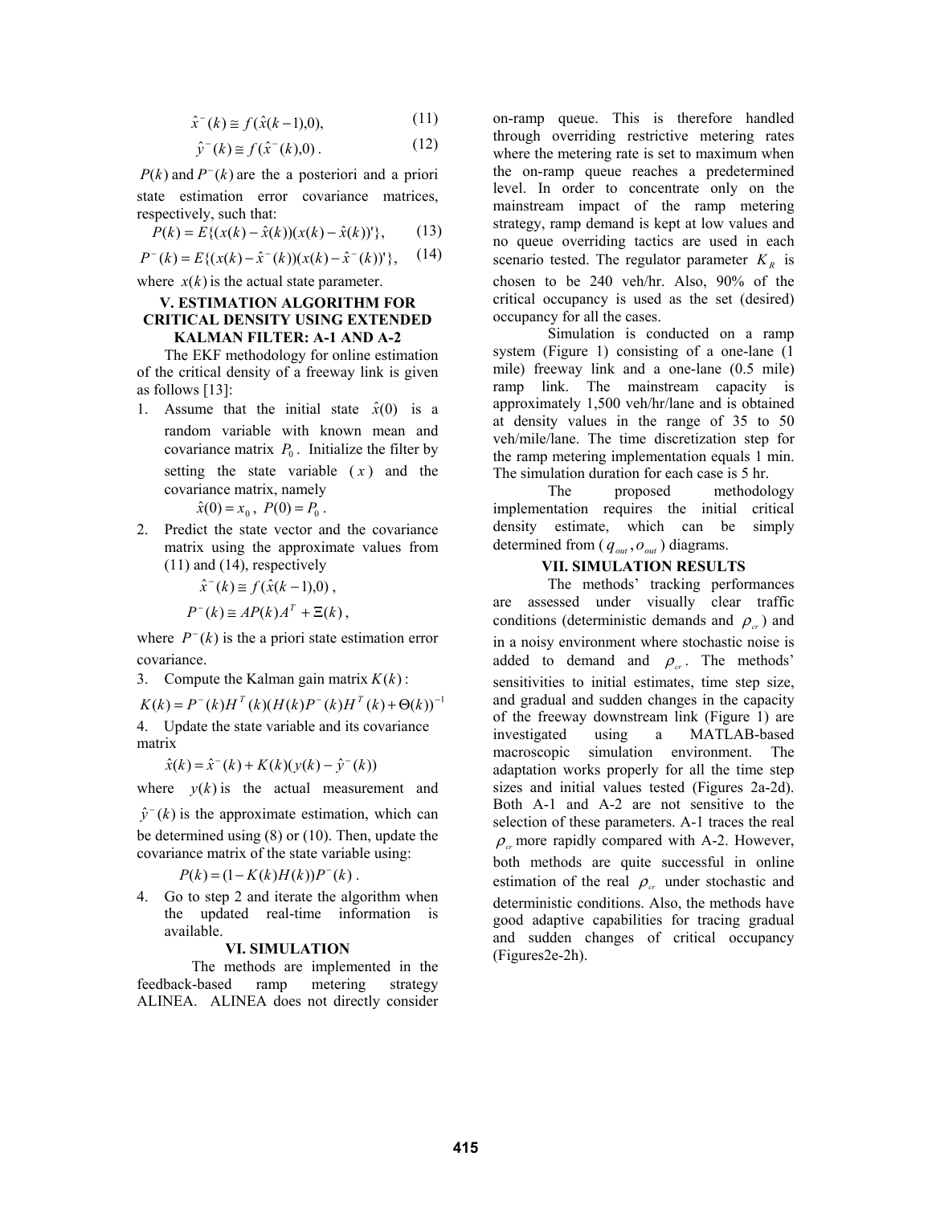$$\hat{x}^-(k) \cong f(\hat{x}(k-1),0), \tag{11}$$

$$\hat{y}^-(k) \cong f(\hat{x}^-(k),0). \tag{12}$$

$P(k)$ and $P^-(k)$ are the a posteriori and a priori state estimation error covariance matrices, respectively, such that:

$$P(k) = E\{(x(k)-\hat{x}(k))(x(k)-\hat{x}(k))'\}, \tag{13}$$

$$P^-(k) = E\{(x(k)-\hat{x}^-(k))(x(k)-\hat{x}^-(k))'\}, \tag{14}$$

where $x(k)$ is the actual state parameter.

## V. ESTIMATION ALGORITHM FOR CRITICAL DENSITY USING EXTENDED KALMAN FILTER: A-1 AND A-2

The EKF methodology for online estimation of the critical density of a freeway link is given as follows [13]:

1. Assume that the initial state $\hat{x}(0)$ is a random variable with known mean and covariance matrix $P_0$. Initialize the filter by setting the state variable ($x$) and the covariance matrix, namely

   $\hat{x}(0) = x_0$, $P(0) = P_0$.

2. Predict the state vector and the covariance matrix using the approximate values from (11) and (14), respectively

   $\hat{x}^-(k) \cong f(\hat{x}(k-1),0)$,

   $P^-(k) \cong AP(k)A^T + \Xi(k)$,

   where $P^-(k)$ is the a priori state estimation error covariance.

3. Compute the Kalman gain matrix $K(k)$:

$$K(k) = P^-(k)H^T(k)(H(k)P^-(k)H^T(k)+\Theta(k))^{-1}$$

4. Update the state variable and its covariance matrix

   $\hat{x}(k) = \hat{x}^-(k) + K(k)(y(k) - \hat{y}^-(k))$

   where $y(k)$ is the actual measurement and $\hat{y}^-(k)$ is the approximate estimation, which can be determined using (8) or (10). Then, update the covariance matrix of the state variable using:

   $P(k) = (1 - K(k)H(k))P^-(k)$.

4. Go to step 2 and iterate the algorithm when the updated real-time information is available.

## VI. SIMULATION

The methods are implemented in the feedback-based ramp metering strategy ALINEA. ALINEA does not directly consider on-ramp queue. This is therefore handled through overriding restrictive metering rates where the metering rate is set to maximum when the on-ramp queue reaches a predetermined level. In order to concentrate only on the mainstream impact of the ramp metering strategy, ramp demand is kept at low values and no queue overriding tactics are used in each scenario tested. The regulator parameter $K_R$ is chosen to be 240 veh/hr. Also, 90% of the critical occupancy is used as the set (desired) occupancy for all the cases.

Simulation is conducted on a ramp system (Figure 1) consisting of a one-lane (1 mile) freeway link and a one-lane (0.5 mile) ramp link. The mainstream capacity is approximately 1,500 veh/hr/lane and is obtained at density values in the range of 35 to 50 veh/mile/lane. The time discretization step for the ramp metering implementation equals 1 min. The simulation duration for each case is 5 hr.

The proposed methodology implementation requires the initial critical density estimate, which can be simply determined from ($q_{out}$, $o_{out}$) diagrams.

## VII. SIMULATION RESULTS

The methods' tracking performances are assessed under visually clear traffic conditions (deterministic demands and $\rho_{cr}$) and in a noisy environment where stochastic noise is added to demand and $\rho_{cr}$. The methods' sensitivities to initial estimates, time step size, and gradual and sudden changes in the capacity of the freeway downstream link (Figure 1) are investigated using a MATLAB-based macroscopic simulation environment. The adaptation works properly for all the time step sizes and initial values tested (Figures 2a-2d). Both A-1 and A-2 are not sensitive to the selection of these parameters. A-1 traces the real $\rho_{cr}$ more rapidly compared with A-2. However, both methods are quite successful in online estimation of the real $\rho_{cr}$ under stochastic and deterministic conditions. Also, the methods have good adaptive capabilities for tracing gradual and sudden changes of critical occupancy (Figures2e-2h).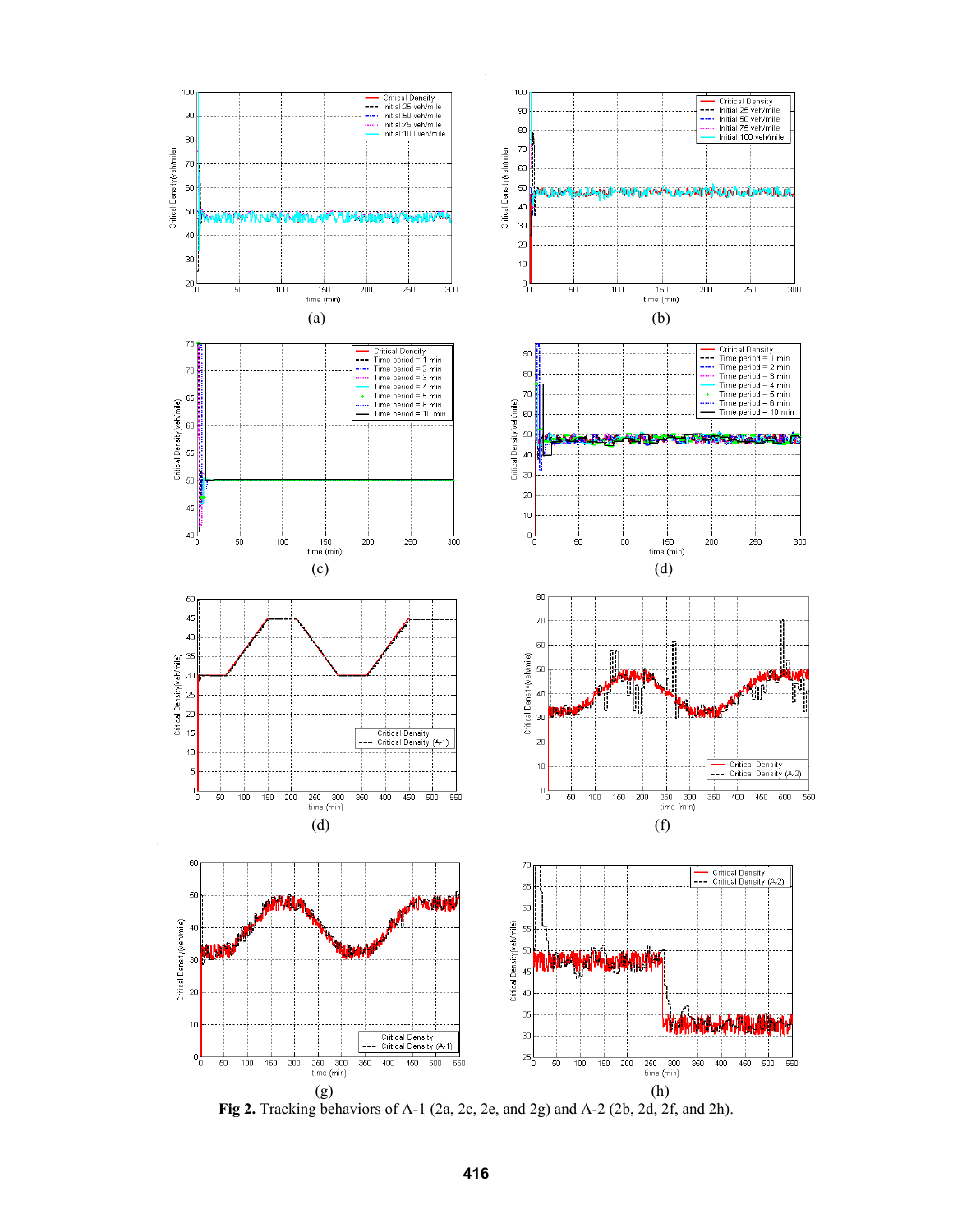(a)

(b)

(c)

(d)

(d)

(f)

(g)

(h)

**Fig 2.** Tracking behaviors of A-1 (2a, 2c, 2e, and 2g) and A-2 (2b, 2d, 2f, and 2h).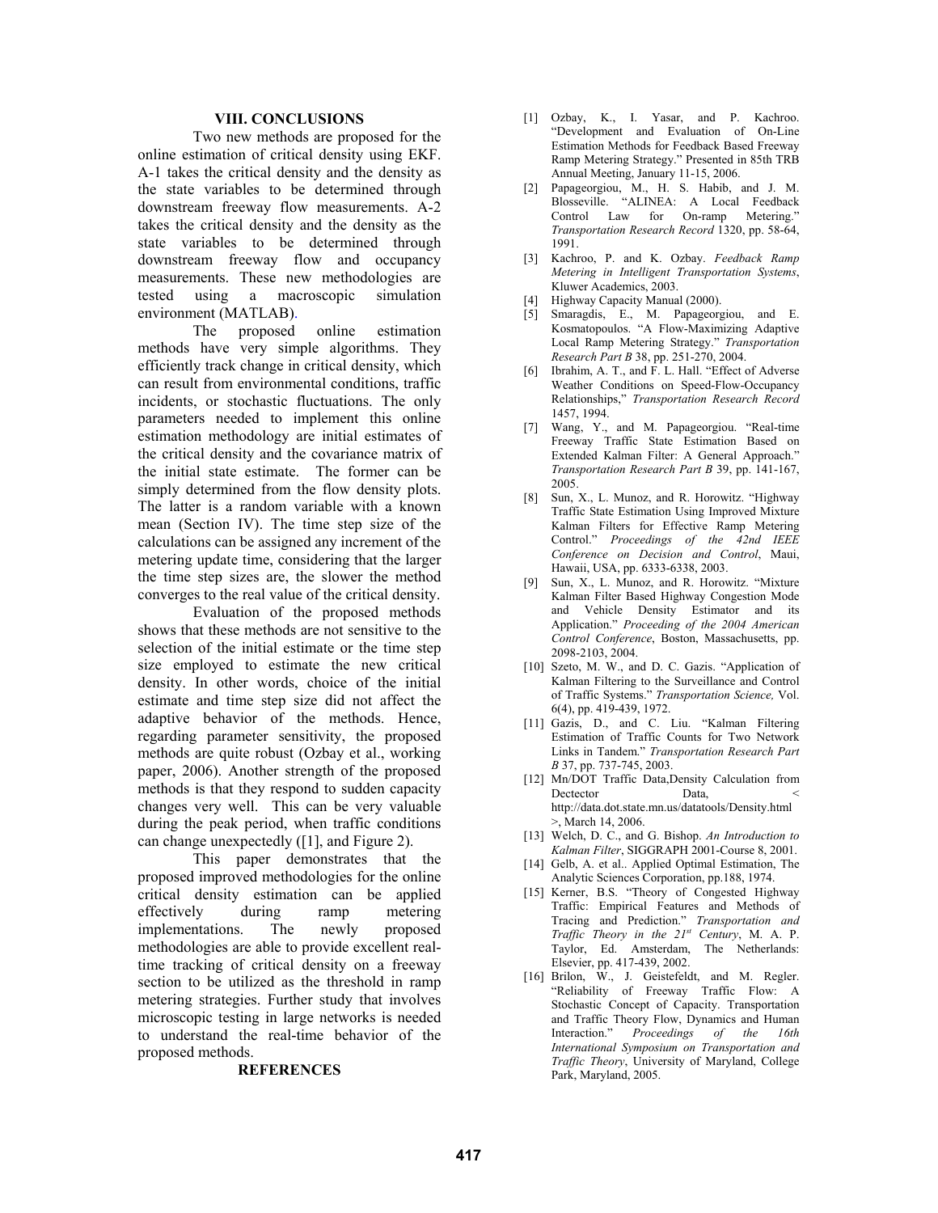## VIII. CONCLUSIONS

Two new methods are proposed for the online estimation of critical density using EKF. A-1 takes the critical density and the density as the state variables to be determined through downstream freeway flow measurements. A-2 takes the critical density and the density as the state variables to be determined through downstream freeway flow and occupancy measurements. These new methodologies are tested using a macroscopic simulation environment (MATLAB).

The proposed online estimation methods have very simple algorithms. They efficiently track change in critical density, which can result from environmental conditions, traffic incidents, or stochastic fluctuations. The only parameters needed to implement this online estimation methodology are initial estimates of the critical density and the covariance matrix of the initial state estimate. The former can be simply determined from the flow density plots. The latter is a random variable with a known mean (Section IV). The time step size of the calculations can be assigned any increment of the metering update time, considering that the larger the time step sizes are, the slower the method converges to the real value of the critical density.

Evaluation of the proposed methods shows that these methods are not sensitive to the selection of the initial estimate or the time step size employed to estimate the new critical density. In other words, choice of the initial estimate and time step size did not affect the adaptive behavior of the methods. Hence, regarding parameter sensitivity, the proposed methods are quite robust (Ozbay et al., working paper, 2006). Another strength of the proposed methods is that they respond to sudden capacity changes very well. This can be very valuable during the peak period, when traffic conditions can change unexpectedly ([1], and Figure 2).

This paper demonstrates that the proposed improved methodologies for the online critical density estimation can be applied effectively during ramp metering implementations. The newly proposed methodologies are able to provide excellent real-time tracking of critical density on a freeway section to be utilized as the threshold in ramp metering strategies. Further study that involves microscopic testing in large networks is needed to understand the real-time behavior of the proposed methods.

## REFERENCES

[1] Ozbay, K., I. Yasar, and P. Kachroo. "Development and Evaluation of On-Line Estimation Methods for Feedback Based Freeway Ramp Metering Strategy." Presented in 85th TRB Annual Meeting, January 11-15, 2006.

[2] Papageorgiou, M., H. S. Habib, and J. M. Blosseville. "ALINEA: A Local Feedback Control Law for On-ramp Metering." *Transportation Research Record* 1320, pp. 58-64, 1991.

[3] Kachroo, P. and K. Ozbay. *Feedback Ramp Metering in Intelligent Transportation Systems*, Kluwer Academics, 2003.

[4] Highway Capacity Manual (2000).

[5] Smaragdis, E., M. Papageorgiou, and E. Kosmatopoulos. "A Flow-Maximizing Adaptive Local Ramp Metering Strategy." *Transportation Research Part B* 38, pp. 251-270, 2004.

[6] Ibrahim, A. T., and F. L. Hall. "Effect of Adverse Weather Conditions on Speed-Flow-Occupancy Relationships," *Transportation Research Record* 1457, 1994.

[7] Wang, Y., and M. Papageorgiou. "Real-time Freeway Traffic State Estimation Based on Extended Kalman Filter: A General Approach." *Transportation Research Part B* 39, pp. 141-167, 2005.

[8] Sun, X., L. Munoz, and R. Horowitz. "Highway Traffic State Estimation Using Improved Mixture Kalman Filters for Effective Ramp Metering Control." *Proceedings of the 42nd IEEE Conference on Decision and Control*, Maui, Hawaii, USA, pp. 6333-6338, 2003.

[9] Sun, X., L. Munoz, and R. Horowitz. "Mixture Kalman Filter Based Highway Congestion Mode and Vehicle Density Estimator and its Application." *Proceeding of the 2004 American Control Conference*, Boston, Massachusetts, pp. 2098-2103, 2004.

[10] Szeto, M. W., and D. C. Gazis. "Application of Kalman Filtering to the Surveillance and Control of Traffic Systems." *Transportation Science,* Vol. 6(4), pp. 419-439, 1972.

[11] Gazis, D., and C. Liu. "Kalman Filtering Estimation of Traffic Counts for Two Network Links in Tandem." *Transportation Research Part B* 37, pp. 737-745, 2003.

[12] Mn/DOT Traffic Data,Density Calculation from Dectector Data, < http://data.dot.state.mn.us/datatools/Density.html >, March 14, 2006.

[13] Welch, D. C., and G. Bishop. *An Introduction to Kalman Filter*, SIGGRAPH 2001-Course 8, 2001.

[14] Gelb, A. et al.. Applied Optimal Estimation, The Analytic Sciences Corporation, pp.188, 1974.

[15] Kerner, B.S. "Theory of Congested Highway Traffic: Empirical Features and Methods of Tracing and Prediction." *Transportation and Traffic Theory in the 21st Century*, M. A. P. Taylor, Ed. Amsterdam, The Netherlands: Elsevier, pp. 417-439, 2002.

[16] Brilon, W., J. Geistefeldt, and M. Regler. "Reliability of Freeway Traffic Flow: A Stochastic Concept of Capacity. Transportation and Traffic Theory Flow, Dynamics and Human Interaction." *Proceedings of the 16th International Symposium on Transportation and Traffic Theory*, University of Maryland, College Park, Maryland, 2005.